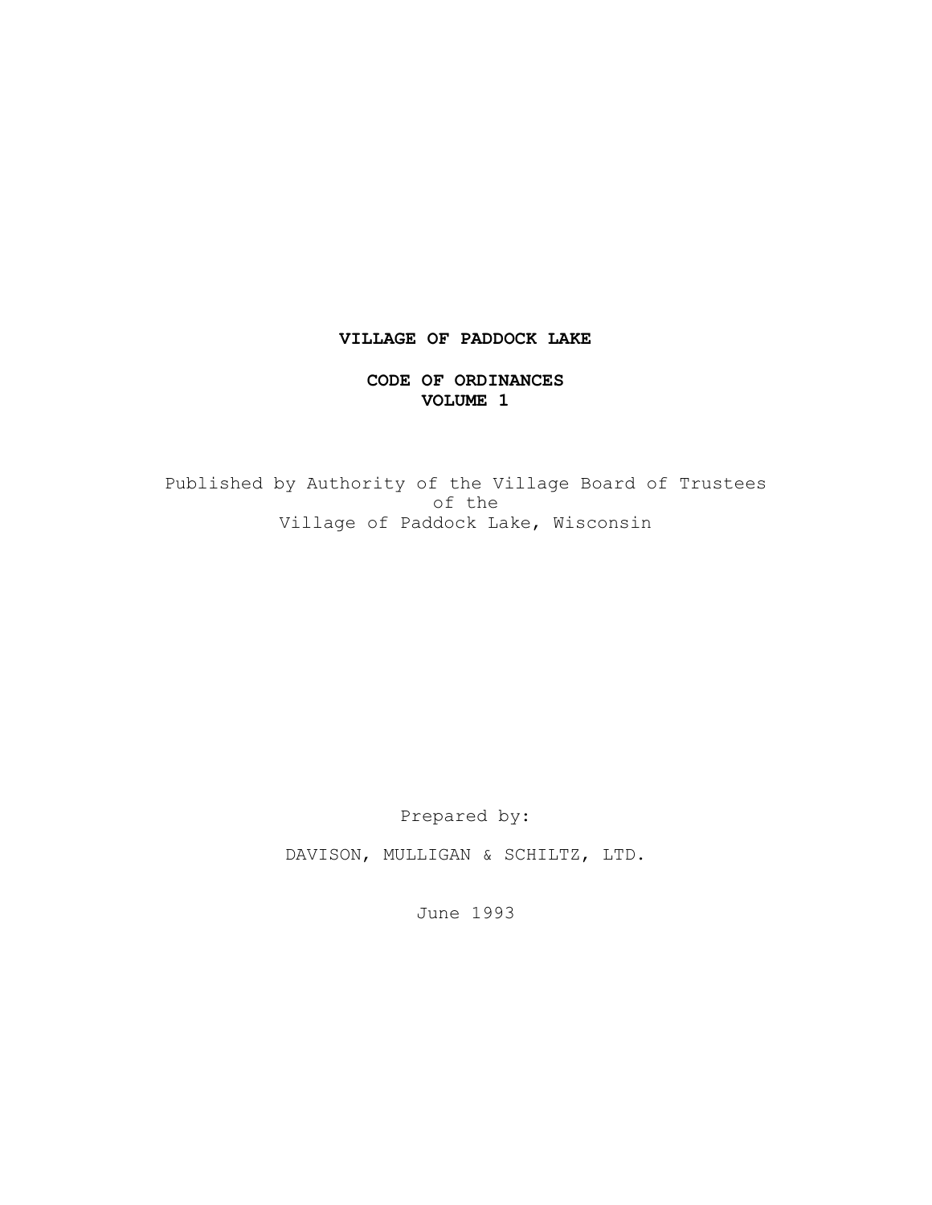# VILLAGE OF PADDOCK LAKE

## CODE OF ORDINANCES
## VOLUME 1

Published by Authority of the Village Board of Trustees of the Village of Paddock Lake, Wisconsin

Prepared by:

DAVISON, MULLIGAN & SCHILTZ, LTD.

June 1993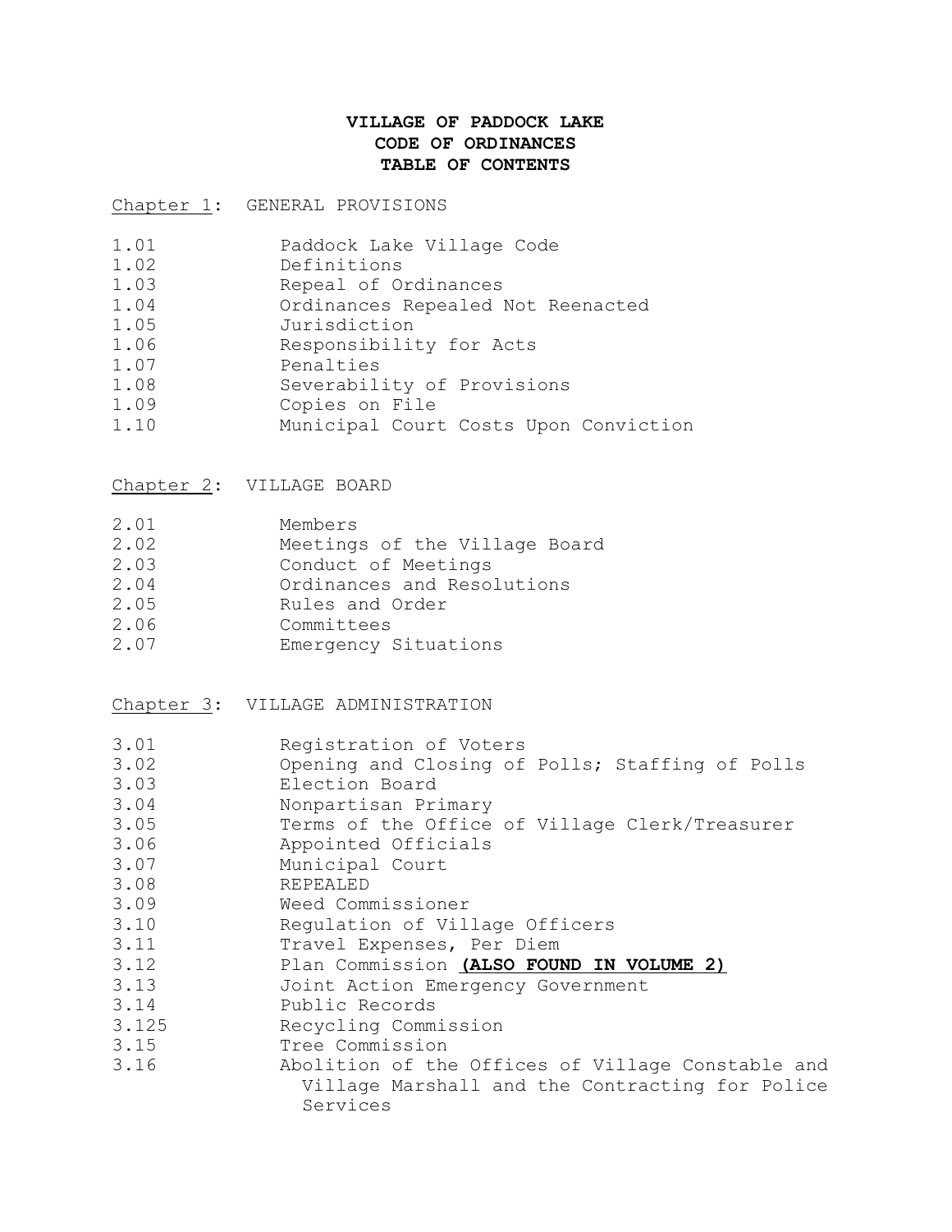# VILLAGE OF PADDOCK LAKE
# CODE OF ORDINANCES
# TABLE OF CONTENTS

Chapter 1: GENERAL PROVISIONS

| | |
|---|---|
| 1.01 | Paddock Lake Village Code |
| 1.02 | Definitions |
| 1.03 | Repeal of Ordinances |
| 1.04 | Ordinances Repealed Not Reenacted |
| 1.05 | Jurisdiction |
| 1.06 | Responsibility for Acts |
| 1.07 | Penalties |
| 1.08 | Severability of Provisions |
| 1.09 | Copies on File |
| 1.10 | Municipal Court Costs Upon Conviction |

Chapter 2: VILLAGE BOARD

| | |
|---|---|
| 2.01 | Members |
| 2.02 | Meetings of the Village Board |
| 2.03 | Conduct of Meetings |
| 2.04 | Ordinances and Resolutions |
| 2.05 | Rules and Order |
| 2.06 | Committees |
| 2.07 | Emergency Situations |

Chapter 3: VILLAGE ADMINISTRATION

| | |
|---|---|
| 3.01 | Registration of Voters |
| 3.02 | Opening and Closing of Polls; Staffing of Polls |
| 3.03 | Election Board |
| 3.04 | Nonpartisan Primary |
| 3.05 | Terms of the Office of Village Clerk/Treasurer |
| 3.06 | Appointed Officials |
| 3.07 | Municipal Court |
| 3.08 | REPEALED |
| 3.09 | Weed Commissioner |
| 3.10 | Regulation of Village Officers |
| 3.11 | Travel Expenses, Per Diem |
| 3.12 | Plan Commission **(ALSO FOUND IN VOLUME 2)** |
| 3.13 | Joint Action Emergency Government |
| 3.14 | Public Records |
| 3.125 | Recycling Commission |
| 3.15 | Tree Commission |
| 3.16 | Abolition of the Offices of Village Constable and Village Marshall and the Contracting for Police Services |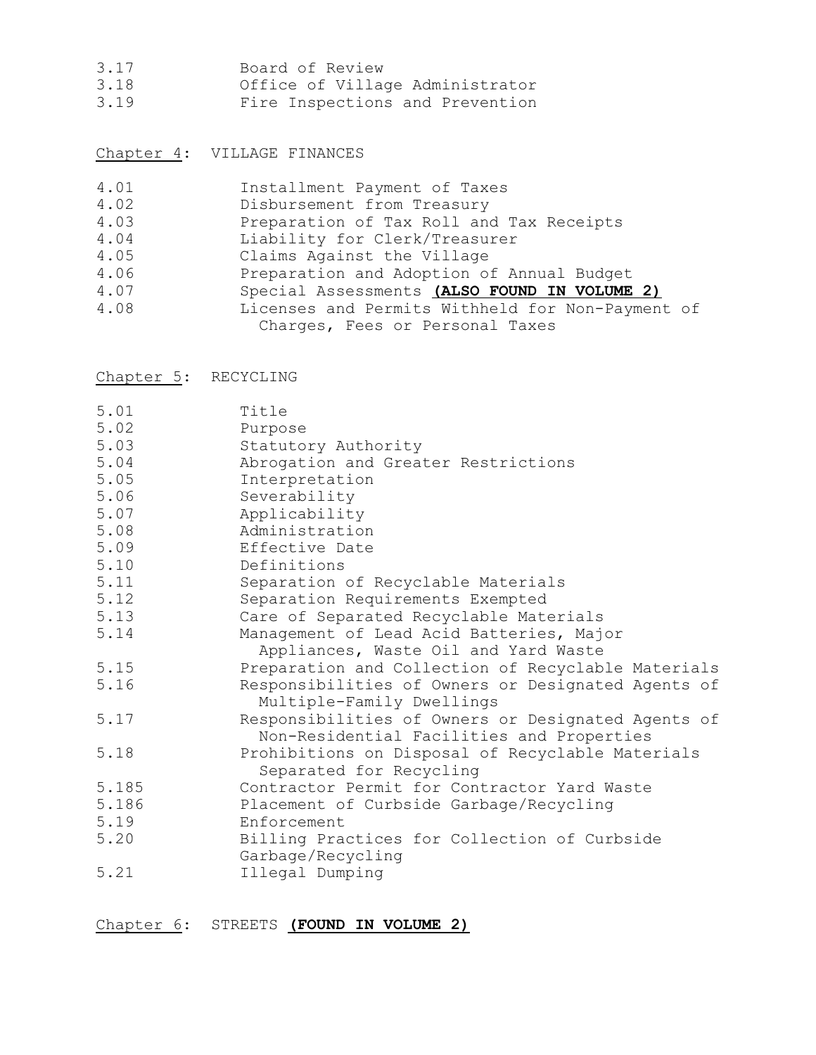| | |
|---|---|
| 3.17 | Board of Review |
| 3.18 | Office of Village Administrator |
| 3.19 | Fire Inspections and Prevention |

## Chapter 4: VILLAGE FINANCES

| | |
|---|---|
| 4.01 | Installment Payment of Taxes |
| 4.02 | Disbursement from Treasury |
| 4.03 | Preparation of Tax Roll and Tax Receipts |
| 4.04 | Liability for Clerk/Treasurer |
| 4.05 | Claims Against the Village |
| 4.06 | Preparation and Adoption of Annual Budget |
| 4.07 | Special Assessments **(ALSO FOUND IN VOLUME 2)** |
| 4.08 | Licenses and Permits Withheld for Non-Payment of Charges, Fees or Personal Taxes |

## Chapter 5: RECYCLING

| | |
|---|---|
| 5.01 | Title |
| 5.02 | Purpose |
| 5.03 | Statutory Authority |
| 5.04 | Abrogation and Greater Restrictions |
| 5.05 | Interpretation |
| 5.06 | Severability |
| 5.07 | Applicability |
| 5.08 | Administration |
| 5.09 | Effective Date |
| 5.10 | Definitions |
| 5.11 | Separation of Recyclable Materials |
| 5.12 | Separation Requirements Exempted |
| 5.13 | Care of Separated Recyclable Materials |
| 5.14 | Management of Lead Acid Batteries, Major Appliances, Waste Oil and Yard Waste |
| 5.15 | Preparation and Collection of Recyclable Materials |
| 5.16 | Responsibilities of Owners or Designated Agents of Multiple-Family Dwellings |
| 5.17 | Responsibilities of Owners or Designated Agents of Non-Residential Facilities and Properties |
| 5.18 | Prohibitions on Disposal of Recyclable Materials Separated for Recycling |
| 5.185 | Contractor Permit for Contractor Yard Waste |
| 5.186 | Placement of Curbside Garbage/Recycling |
| 5.19 | Enforcement |
| 5.20 | Billing Practices for Collection of Curbside Garbage/Recycling |
| 5.21 | Illegal Dumping |

## Chapter 6: STREETS **(FOUND IN VOLUME 2)**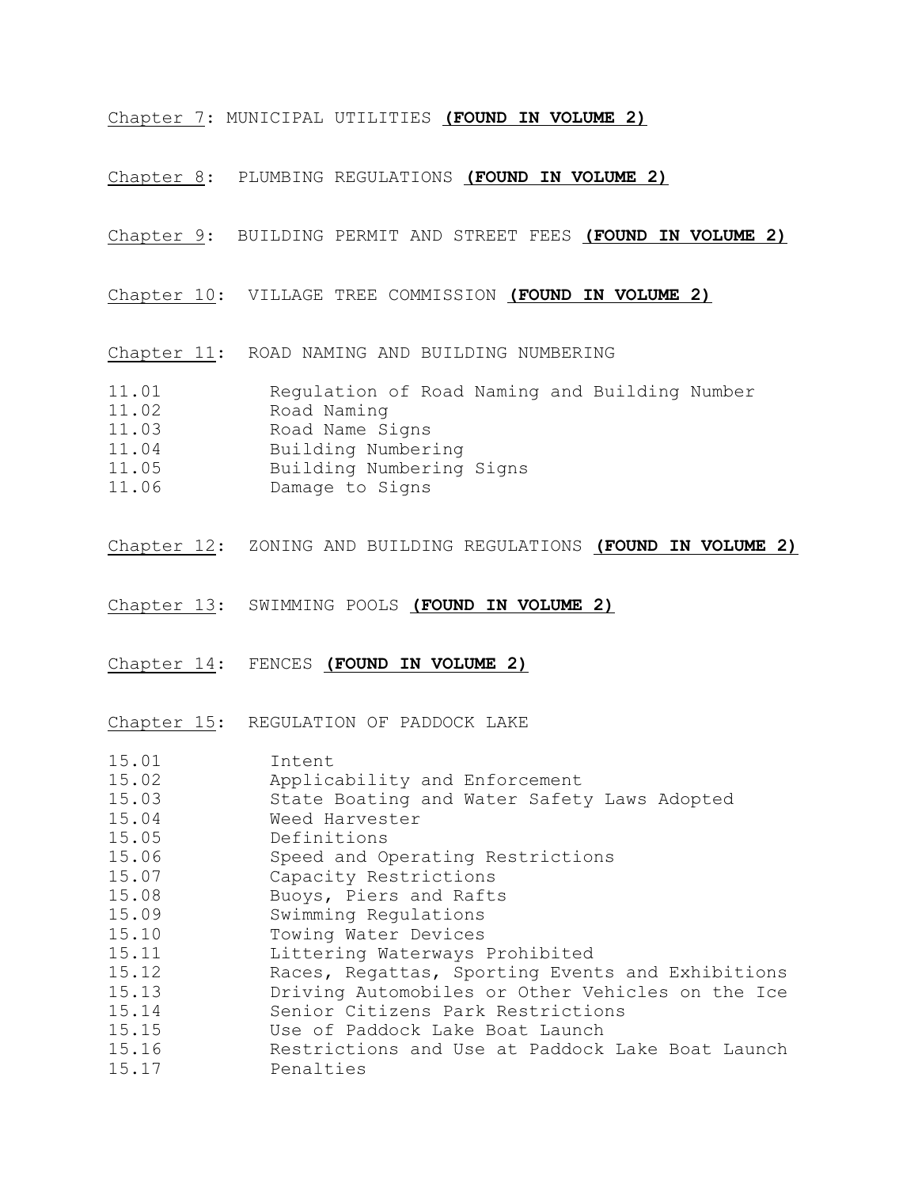Chapter 7: MUNICIPAL UTILITIES **(FOUND IN VOLUME 2)**

Chapter 8: PLUMBING REGULATIONS **(FOUND IN VOLUME 2)**

Chapter 9: BUILDING PERMIT AND STREET FEES **(FOUND IN VOLUME 2)**

Chapter 10: VILLAGE TREE COMMISSION **(FOUND IN VOLUME 2)**

Chapter 11: ROAD NAMING AND BUILDING NUMBERING

| | |
|---|---|
| 11.01 | Regulation of Road Naming and Building Number |
| 11.02 | Road Naming |
| 11.03 | Road Name Signs |
| 11.04 | Building Numbering |
| 11.05 | Building Numbering Signs |
| 11.06 | Damage to Signs |

Chapter 12: ZONING AND BUILDING REGULATIONS **(FOUND IN VOLUME 2)**

Chapter 13: SWIMMING POOLS **(FOUND IN VOLUME 2)**

Chapter 14: FENCES **(FOUND IN VOLUME 2)**

Chapter 15: REGULATION OF PADDOCK LAKE

| | |
|---|---|
| 15.01 | Intent |
| 15.02 | Applicability and Enforcement |
| 15.03 | State Boating and Water Safety Laws Adopted |
| 15.04 | Weed Harvester |
| 15.05 | Definitions |
| 15.06 | Speed and Operating Restrictions |
| 15.07 | Capacity Restrictions |
| 15.08 | Buoys, Piers and Rafts |
| 15.09 | Swimming Regulations |
| 15.10 | Towing Water Devices |
| 15.11 | Littering Waterways Prohibited |
| 15.12 | Races, Regattas, Sporting Events and Exhibitions |
| 15.13 | Driving Automobiles or Other Vehicles on the Ice |
| 15.14 | Senior Citizens Park Restrictions |
| 15.15 | Use of Paddock Lake Boat Launch |
| 15.16 | Restrictions and Use at Paddock Lake Boat Launch |
| 15.17 | Penalties |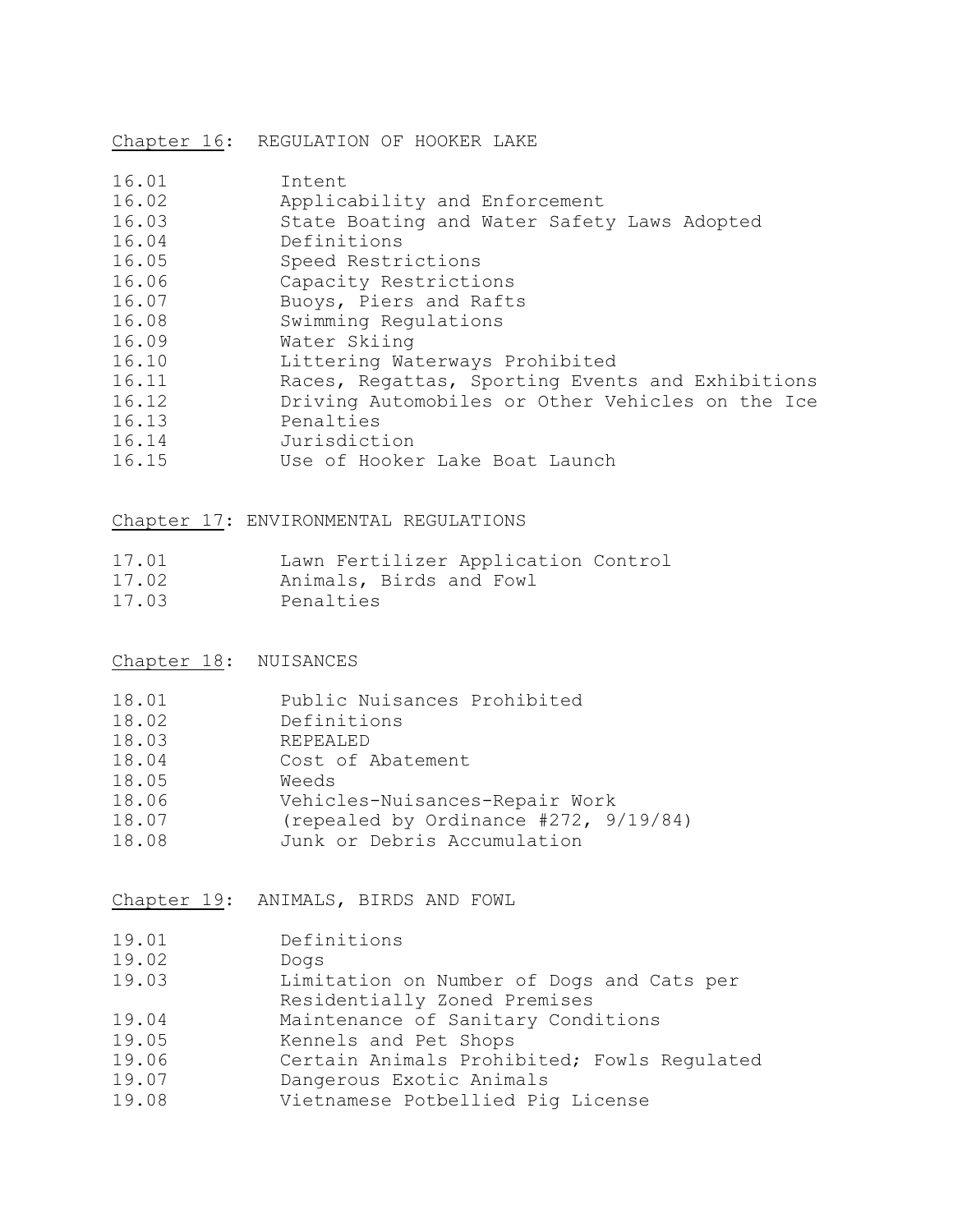## Chapter 16: REGULATION OF HOOKER LAKE

| | |
|---|---|
| 16.01 | Intent |
| 16.02 | Applicability and Enforcement |
| 16.03 | State Boating and Water Safety Laws Adopted |
| 16.04 | Definitions |
| 16.05 | Speed Restrictions |
| 16.06 | Capacity Restrictions |
| 16.07 | Buoys, Piers and Rafts |
| 16.08 | Swimming Regulations |
| 16.09 | Water Skiing |
| 16.10 | Littering Waterways Prohibited |
| 16.11 | Races, Regattas, Sporting Events and Exhibitions |
| 16.12 | Driving Automobiles or Other Vehicles on the Ice |
| 16.13 | Penalties |
| 16.14 | Jurisdiction |
| 16.15 | Use of Hooker Lake Boat Launch |

## Chapter 17: ENVIRONMENTAL REGULATIONS

| | |
|---|---|
| 17.01 | Lawn Fertilizer Application Control |
| 17.02 | Animals, Birds and Fowl |
| 17.03 | Penalties |

## Chapter 18: NUISANCES

| | |
|---|---|
| 18.01 | Public Nuisances Prohibited |
| 18.02 | Definitions |
| 18.03 | REPEALED |
| 18.04 | Cost of Abatement |
| 18.05 | Weeds |
| 18.06 | Vehicles-Nuisances-Repair Work |
| 18.07 | (repealed by Ordinance #272, 9/19/84) |
| 18.08 | Junk or Debris Accumulation |

## Chapter 19: ANIMALS, BIRDS AND FOWL

| | |
|---|---|
| 19.01 | Definitions |
| 19.02 | Dogs |
| 19.03 | Limitation on Number of Dogs and Cats per Residentially Zoned Premises |
| 19.04 | Maintenance of Sanitary Conditions |
| 19.05 | Kennels and Pet Shops |
| 19.06 | Certain Animals Prohibited; Fowls Regulated |
| 19.07 | Dangerous Exotic Animals |
| 19.08 | Vietnamese Potbellied Pig License |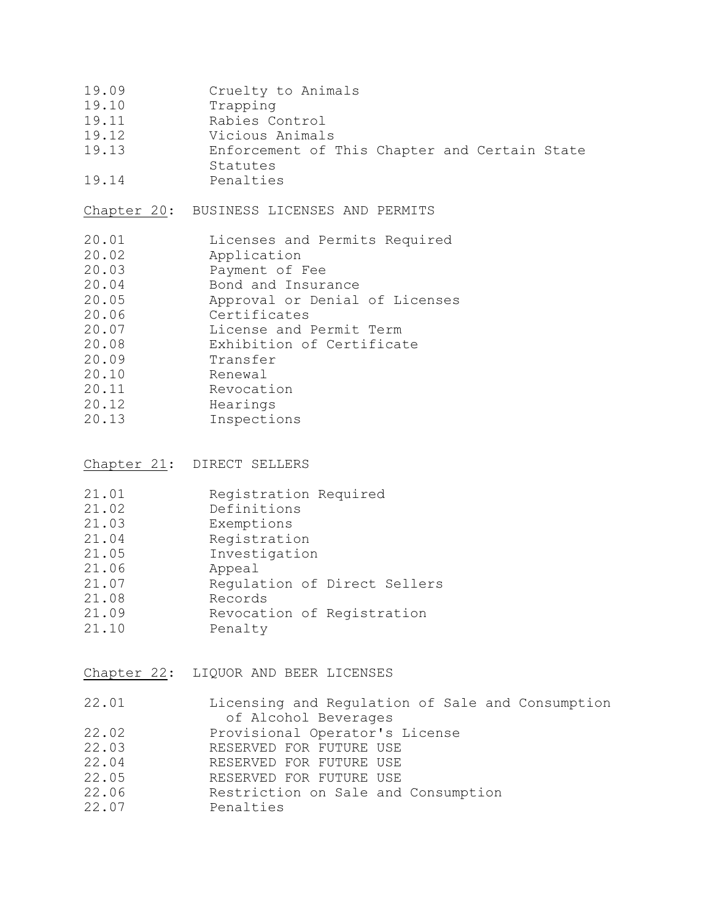| | |
|---|---|
| 19.09 | Cruelty to Animals |
| 19.10 | Trapping |
| 19.11 | Rabies Control |
| 19.12 | Vicious Animals |
| 19.13 | Enforcement of This Chapter and Certain State Statutes |
| 19.14 | Penalties |

Chapter 20: BUSINESS LICENSES AND PERMITS

| | |
|---|---|
| 20.01 | Licenses and Permits Required |
| 20.02 | Application |
| 20.03 | Payment of Fee |
| 20.04 | Bond and Insurance |
| 20.05 | Approval or Denial of Licenses |
| 20.06 | Certificates |
| 20.07 | License and Permit Term |
| 20.08 | Exhibition of Certificate |
| 20.09 | Transfer |
| 20.10 | Renewal |
| 20.11 | Revocation |
| 20.12 | Hearings |
| 20.13 | Inspections |

Chapter 21: DIRECT SELLERS

| | |
|---|---|
| 21.01 | Registration Required |
| 21.02 | Definitions |
| 21.03 | Exemptions |
| 21.04 | Registration |
| 21.05 | Investigation |
| 21.06 | Appeal |
| 21.07 | Regulation of Direct Sellers |
| 21.08 | Records |
| 21.09 | Revocation of Registration |
| 21.10 | Penalty |

Chapter 22: LIQUOR AND BEER LICENSES

| | |
|---|---|
| 22.01 | Licensing and Regulation of Sale and Consumption of Alcohol Beverages |
| 22.02 | Provisional Operator's License |
| 22.03 | RESERVED FOR FUTURE USE |
| 22.04 | RESERVED FOR FUTURE USE |
| 22.05 | RESERVED FOR FUTURE USE |
| 22.06 | Restriction on Sale and Consumption |
| 22.07 | Penalties |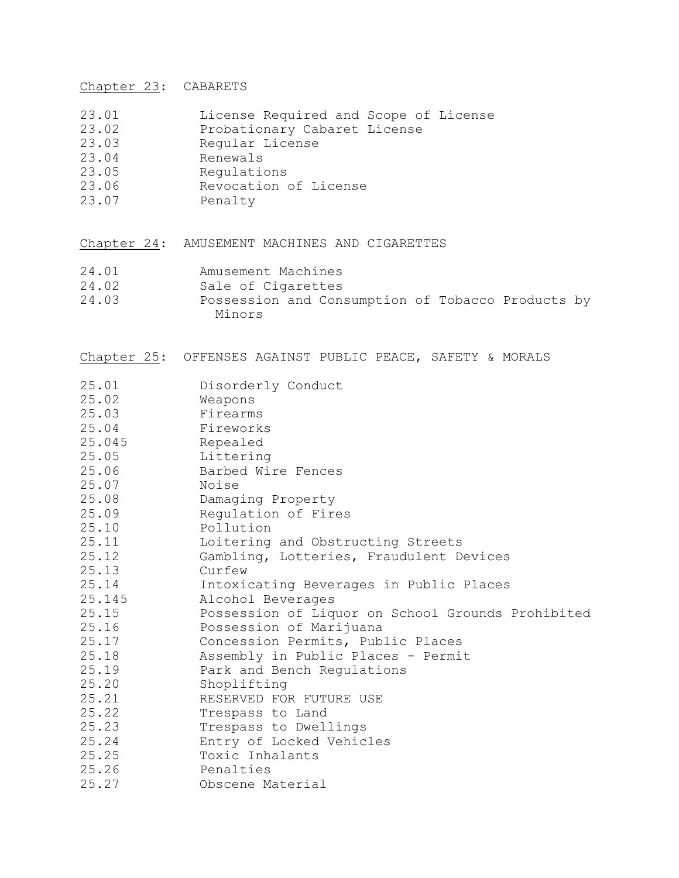Chapter 23: CABARETS

| | |
|---|---|
| 23.01 | License Required and Scope of License |
| 23.02 | Probationary Cabaret License |
| 23.03 | Regular License |
| 23.04 | Renewals |
| 23.05 | Regulations |
| 23.06 | Revocation of License |
| 23.07 | Penalty |

Chapter 24: AMUSEMENT MACHINES AND CIGARETTES

| | |
|---|---|
| 24.01 | Amusement Machines |
| 24.02 | Sale of Cigarettes |
| 24.03 | Possession and Consumption of Tobacco Products by Minors |

Chapter 25: OFFENSES AGAINST PUBLIC PEACE, SAFETY & MORALS

| | |
|---|---|
| 25.01 | Disorderly Conduct |
| 25.02 | Weapons |
| 25.03 | Firearms |
| 25.04 | Fireworks |
| 25.045 | Repealed |
| 25.05 | Littering |
| 25.06 | Barbed Wire Fences |
| 25.07 | Noise |
| 25.08 | Damaging Property |
| 25.09 | Regulation of Fires |
| 25.10 | Pollution |
| 25.11 | Loitering and Obstructing Streets |
| 25.12 | Gambling, Lotteries, Fraudulent Devices |
| 25.13 | Curfew |
| 25.14 | Intoxicating Beverages in Public Places |
| 25.145 | Alcohol Beverages |
| 25.15 | Possession of Liquor on School Grounds Prohibited |
| 25.16 | Possession of Marijuana |
| 25.17 | Concession Permits, Public Places |
| 25.18 | Assembly in Public Places - Permit |
| 25.19 | Park and Bench Regulations |
| 25.20 | Shoplifting |
| 25.21 | RESERVED FOR FUTURE USE |
| 25.22 | Trespass to Land |
| 25.23 | Trespass to Dwellings |
| 25.24 | Entry of Locked Vehicles |
| 25.25 | Toxic Inhalants |
| 25.26 | Penalties |
| 25.27 | Obscene Material |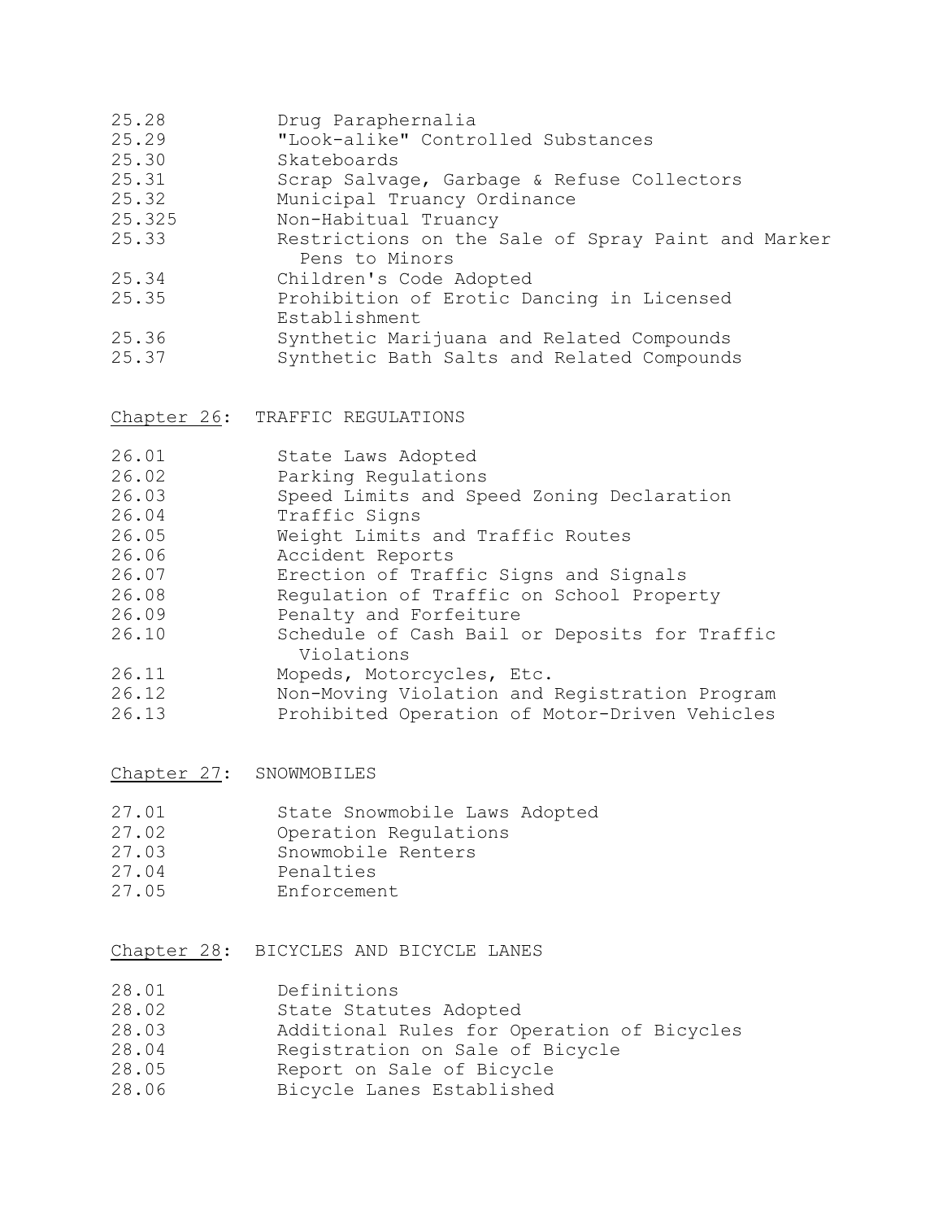| | |
|---|---|
| 25.28 | Drug Paraphernalia |
| 25.29 | "Look-alike" Controlled Substances |
| 25.30 | Skateboards |
| 25.31 | Scrap Salvage, Garbage & Refuse Collectors |
| 25.32 | Municipal Truancy Ordinance |
| 25.325 | Non-Habitual Truancy |
| 25.33 | Restrictions on the Sale of Spray Paint and Marker Pens to Minors |
| 25.34 | Children's Code Adopted |
| 25.35 | Prohibition of Erotic Dancing in Licensed Establishment |
| 25.36 | Synthetic Marijuana and Related Compounds |
| 25.37 | Synthetic Bath Salts and Related Compounds |

## Chapter 26: TRAFFIC REGULATIONS

| | |
|---|---|
| 26.01 | State Laws Adopted |
| 26.02 | Parking Regulations |
| 26.03 | Speed Limits and Speed Zoning Declaration |
| 26.04 | Traffic Signs |
| 26.05 | Weight Limits and Traffic Routes |
| 26.06 | Accident Reports |
| 26.07 | Erection of Traffic Signs and Signals |
| 26.08 | Regulation of Traffic on School Property |
| 26.09 | Penalty and Forfeiture |
| 26.10 | Schedule of Cash Bail or Deposits for Traffic Violations |
| 26.11 | Mopeds, Motorcycles, Etc. |
| 26.12 | Non-Moving Violation and Registration Program |
| 26.13 | Prohibited Operation of Motor-Driven Vehicles |

## Chapter 27: SNOWMOBILES

| | |
|---|---|
| 27.01 | State Snowmobile Laws Adopted |
| 27.02 | Operation Regulations |
| 27.03 | Snowmobile Renters |
| 27.04 | Penalties |
| 27.05 | Enforcement |

## Chapter 28: BICYCLES AND BICYCLE LANES

| | |
|---|---|
| 28.01 | Definitions |
| 28.02 | State Statutes Adopted |
| 28.03 | Additional Rules for Operation of Bicycles |
| 28.04 | Registration on Sale of Bicycle |
| 28.05 | Report on Sale of Bicycle |
| 28.06 | Bicycle Lanes Established |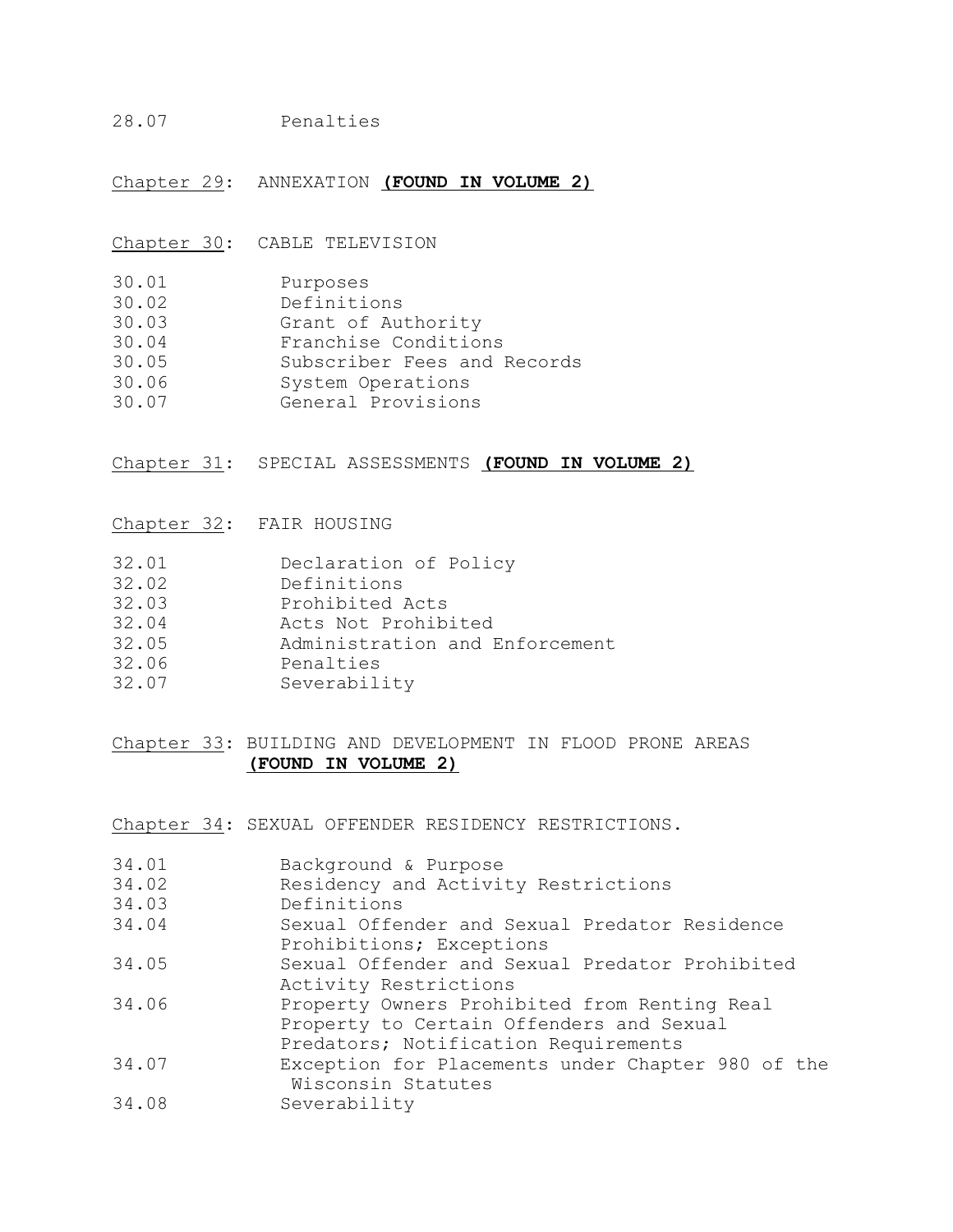28.07 Penalties

Chapter 29: ANNEXATION **(FOUND IN VOLUME 2)**

Chapter 30: CABLE TELEVISION

30.01 Purposes
30.02 Definitions
30.03 Grant of Authority
30.04 Franchise Conditions
30.05 Subscriber Fees and Records
30.06 System Operations
30.07 General Provisions

Chapter 31: SPECIAL ASSESSMENTS **(FOUND IN VOLUME 2)**

Chapter 32: FAIR HOUSING

32.01 Declaration of Policy
32.02 Definitions
32.03 Prohibited Acts
32.04 Acts Not Prohibited
32.05 Administration and Enforcement
32.06 Penalties
32.07 Severability

Chapter 33: BUILDING AND DEVELOPMENT IN FLOOD PRONE AREAS **(FOUND IN VOLUME 2)**

Chapter 34: SEXUAL OFFENDER RESIDENCY RESTRICTIONS.

34.01 Background & Purpose
34.02 Residency and Activity Restrictions
34.03 Definitions
34.04 Sexual Offender and Sexual Predator Residence Prohibitions; Exceptions
34.05 Sexual Offender and Sexual Predator Prohibited Activity Restrictions
34.06 Property Owners Prohibited from Renting Real Property to Certain Offenders and Sexual Predators; Notification Requirements
34.07 Exception for Placements under Chapter 980 of the Wisconsin Statutes
34.08 Severability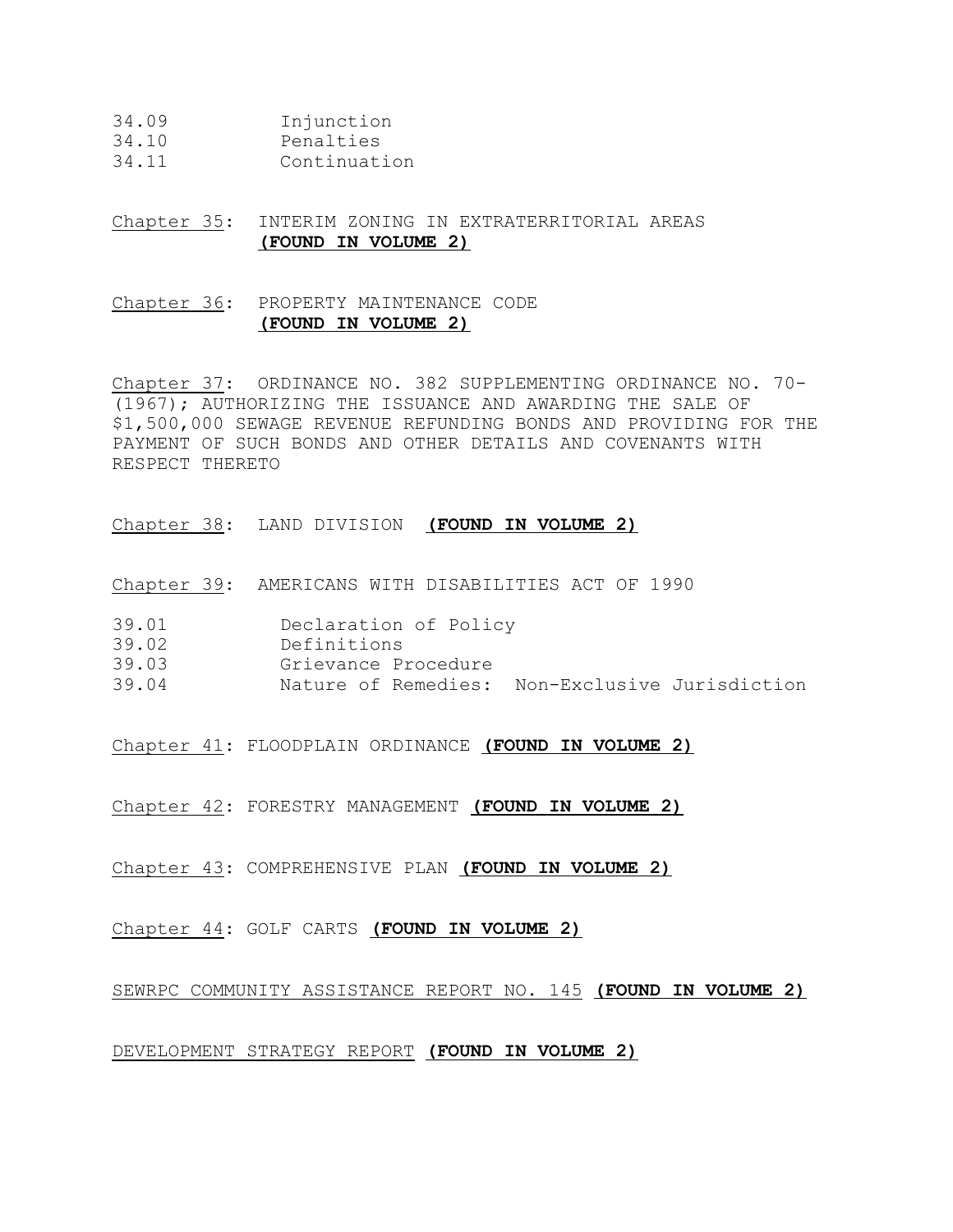34.09 Injunction
34.10 Penalties
34.11 Continuation

Chapter 35: INTERIM ZONING IN EXTRATERRITORIAL AREAS **(FOUND IN VOLUME 2)**

Chapter 36: PROPERTY MAINTENANCE CODE **(FOUND IN VOLUME 2)**

Chapter 37: ORDINANCE NO. 382 SUPPLEMENTING ORDINANCE NO. 70-(1967); AUTHORIZING THE ISSUANCE AND AWARDING THE SALE OF $1,500,000 SEWAGE REVENUE REFUNDING BONDS AND PROVIDING FOR THE PAYMENT OF SUCH BONDS AND OTHER DETAILS AND COVENANTS WITH RESPECT THERETO

Chapter 38: LAND DIVISION **(FOUND IN VOLUME 2)**

Chapter 39: AMERICANS WITH DISABILITIES ACT OF 1990

39.01 Declaration of Policy
39.02 Definitions
39.03 Grievance Procedure
39.04 Nature of Remedies: Non-Exclusive Jurisdiction

Chapter 41: FLOODPLAIN ORDINANCE **(FOUND IN VOLUME 2)**

Chapter 42: FORESTRY MANAGEMENT **(FOUND IN VOLUME 2)**

Chapter 43: COMPREHENSIVE PLAN **(FOUND IN VOLUME 2)**

Chapter 44: GOLF CARTS **(FOUND IN VOLUME 2)**

SEWRPC COMMUNITY ASSISTANCE REPORT NO. 145 **(FOUND IN VOLUME 2)**

DEVELOPMENT STRATEGY REPORT **(FOUND IN VOLUME 2)**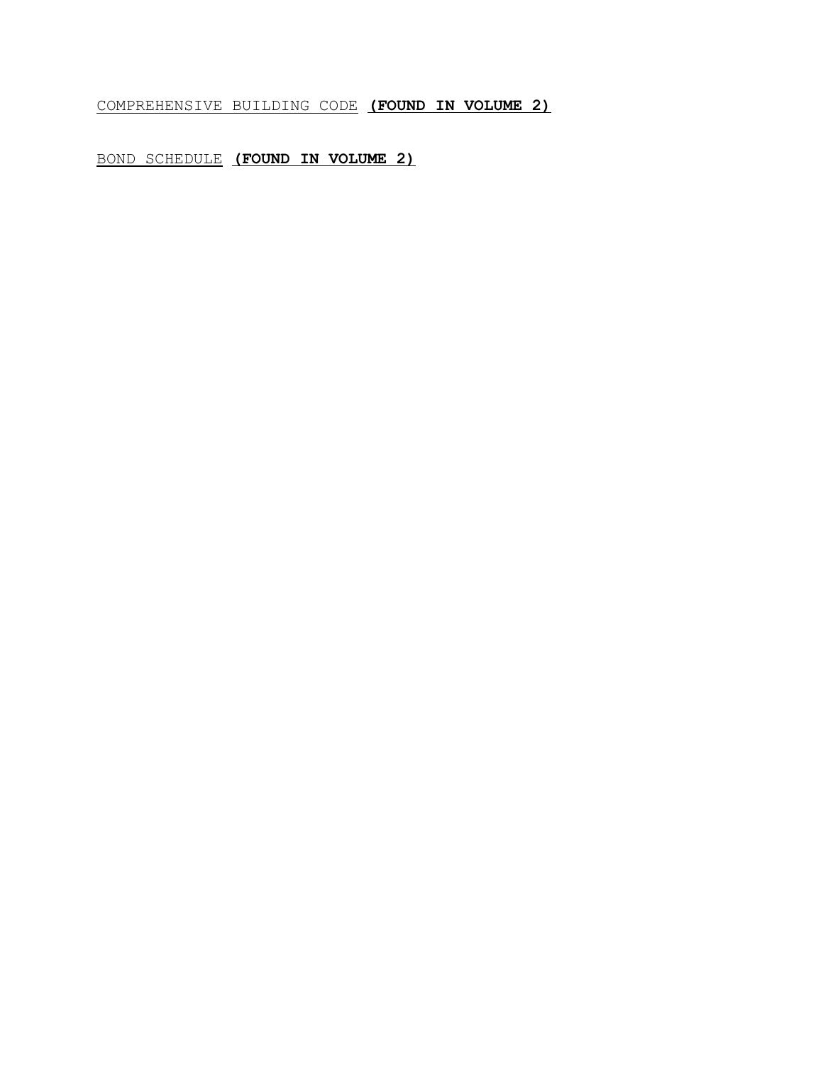COMPREHENSIVE BUILDING CODE **(FOUND IN VOLUME 2)**

BOND SCHEDULE **(FOUND IN VOLUME 2)**